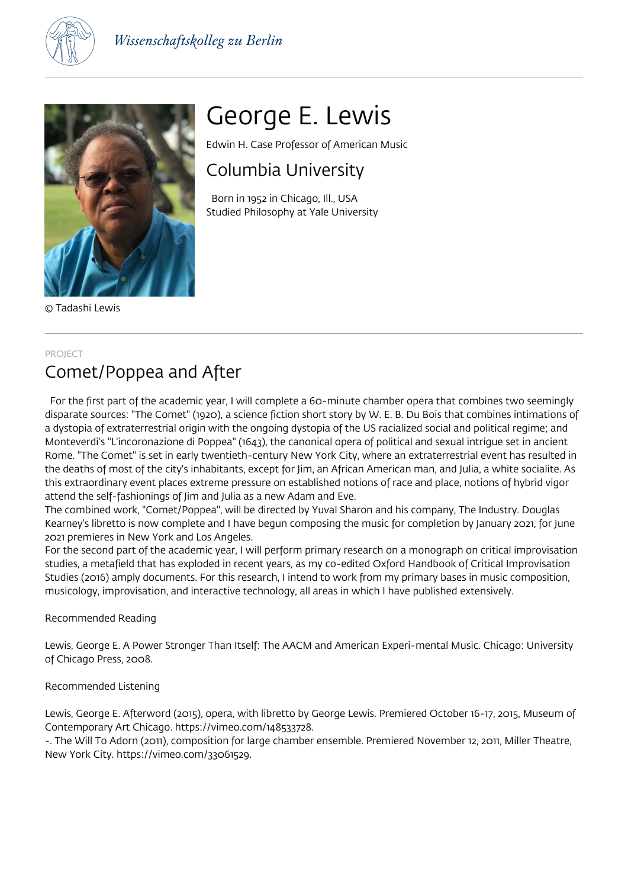Wissenschaftskolleg zu Berlin

© Tadashi Lewis

# George E. Lewis

Edwin H. Case Professor of American Music

## Columbia University

Born in 1952 in Chicago, Ill., USA
Studied Philosophy at Yale University

PROJECT

## Comet/Poppea and After

For the first part of the academic year, I will complete a 60-minute chamber opera that combines two seemingly disparate sources: "The Comet" (1920), a science fiction short story by W. E. B. Du Bois that combines intimations of a dystopia of extraterrestrial origin with the ongoing dystopia of the US racialized social and political regime; and Monteverdi's "L'incoronazione di Poppea" (1643), the canonical opera of political and sexual intrigue set in ancient Rome. "The Comet" is set in early twentieth-century New York City, where an extraterrestrial event has resulted in the deaths of most of the city's inhabitants, except for Jim, an African American man, and Julia, a white socialite. As this extraordinary event places extreme pressure on established notions of race and place, notions of hybrid vigor attend the self-fashionings of Jim and Julia as a new Adam and Eve.
The combined work, "Comet/Poppea", will be directed by Yuval Sharon and his company, The Industry. Douglas Kearney's libretto is now complete and I have begun composing the music for completion by January 2021, for June 2021 premieres in New York and Los Angeles.
For the second part of the academic year, I will perform primary research on a monograph on critical improvisation studies, a metafield that has exploded in recent years, as my co-edited Oxford Handbook of Critical Improvisation Studies (2016) amply documents. For this research, I intend to work from my primary bases in music composition, musicology, improvisation, and interactive technology, all areas in which I have published extensively.

Recommended Reading

Lewis, George E. A Power Stronger Than Itself: The AACM and American Experi-mental Music. Chicago: University of Chicago Press, 2008.

Recommended Listening

Lewis, George E. Afterword (2015), opera, with libretto by George Lewis. Premiered October 16-17, 2015, Museum of Contemporary Art Chicago. https://vimeo.com/148533728.
-. The Will To Adorn (2011), composition for large chamber ensemble. Premiered November 12, 2011, Miller Theatre, New York City. https://vimeo.com/33061529.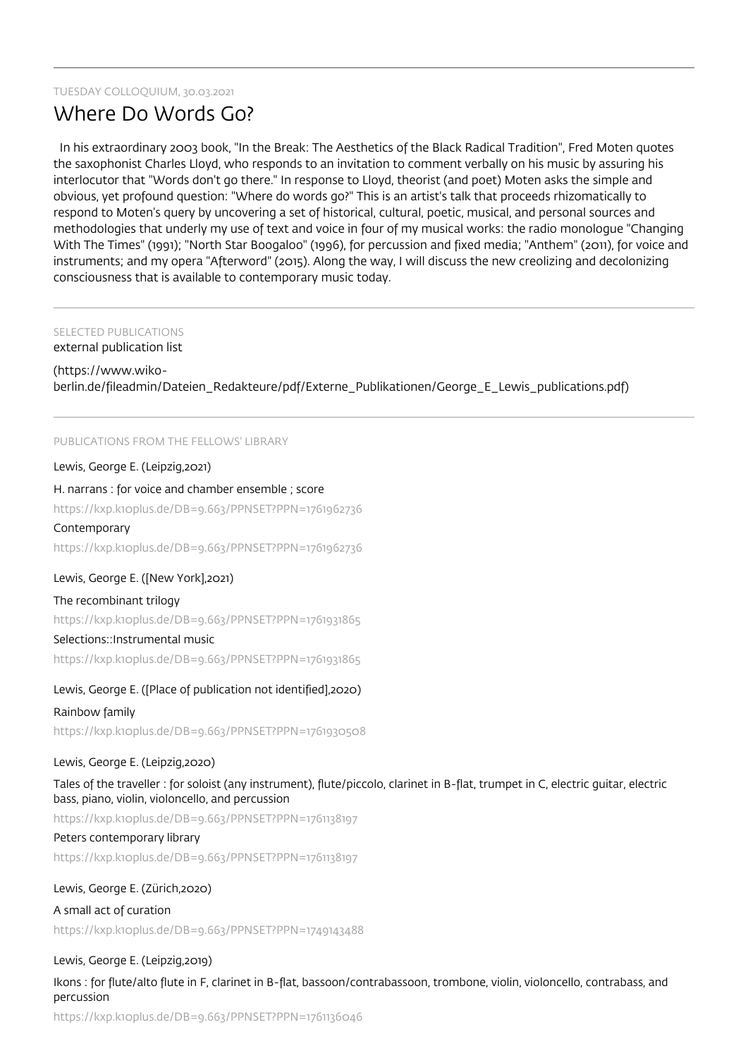TUESDAY COLLOQUIUM, 30.03.2021

# Where Do Words Go?

In his extraordinary 2003 book, "In the Break: The Aesthetics of the Black Radical Tradition", Fred Moten quotes the saxophonist Charles Lloyd, who responds to an invitation to comment verbally on his music by assuring his interlocutor that "Words don't go there." In response to Lloyd, theorist (and poet) Moten asks the simple and obvious, yet profound question: "Where do words go?" This is an artist's talk that proceeds rhizomatically to respond to Moten's query by uncovering a set of historical, cultural, poetic, musical, and personal sources and methodologies that underly my use of text and voice in four of my musical works: the radio monologue "Changing With The Times" (1991); "North Star Boogaloo" (1996), for percussion and fixed media; "Anthem" (2011), for voice and instruments; and my opera "Afterword" (2015). Along the way, I will discuss the new creolizing and decolonizing consciousness that is available to contemporary music today.

---

SELECTED PUBLICATIONS

external publication list

(https://www.wiko-berlin.de/fileadmin/Dateien_Redakteure/pdf/Externe_Publikationen/George_E_Lewis_publications.pdf)

---

PUBLICATIONS FROM THE FELLOWS' LIBRARY

Lewis, George E. (Leipzig,2021)

H. narrans : for voice and chamber ensemble ; score

https://kxp.k10plus.de/DB=9.663/PPNSET?PPN=1761962736

Contemporary

https://kxp.k10plus.de/DB=9.663/PPNSET?PPN=1761962736

Lewis, George E. ([New York],2021)

The recombinant trilogy

https://kxp.k10plus.de/DB=9.663/PPNSET?PPN=1761931865

Selections::Instrumental music

https://kxp.k10plus.de/DB=9.663/PPNSET?PPN=1761931865

Lewis, George E. ([Place of publication not identified],2020)

Rainbow family

https://kxp.k10plus.de/DB=9.663/PPNSET?PPN=1761930508

Lewis, George E. (Leipzig,2020)

Tales of the traveller : for soloist (any instrument), flute/piccolo, clarinet in B-flat, trumpet in C, electric guitar, electric bass, piano, violin, violoncello, and percussion

https://kxp.k10plus.de/DB=9.663/PPNSET?PPN=1761138197

Peters contemporary library

https://kxp.k10plus.de/DB=9.663/PPNSET?PPN=1761138197

Lewis, George E. (Zürich,2020)

A small act of curation

https://kxp.k10plus.de/DB=9.663/PPNSET?PPN=1749143488

Lewis, George E. (Leipzig,2019)

Ikons : for flute/alto flute in F, clarinet in B-flat, bassoon/contrabassoon, trombone, violin, violoncello, contrabass, and percussion

https://kxp.k10plus.de/DB=9.663/PPNSET?PPN=1761136046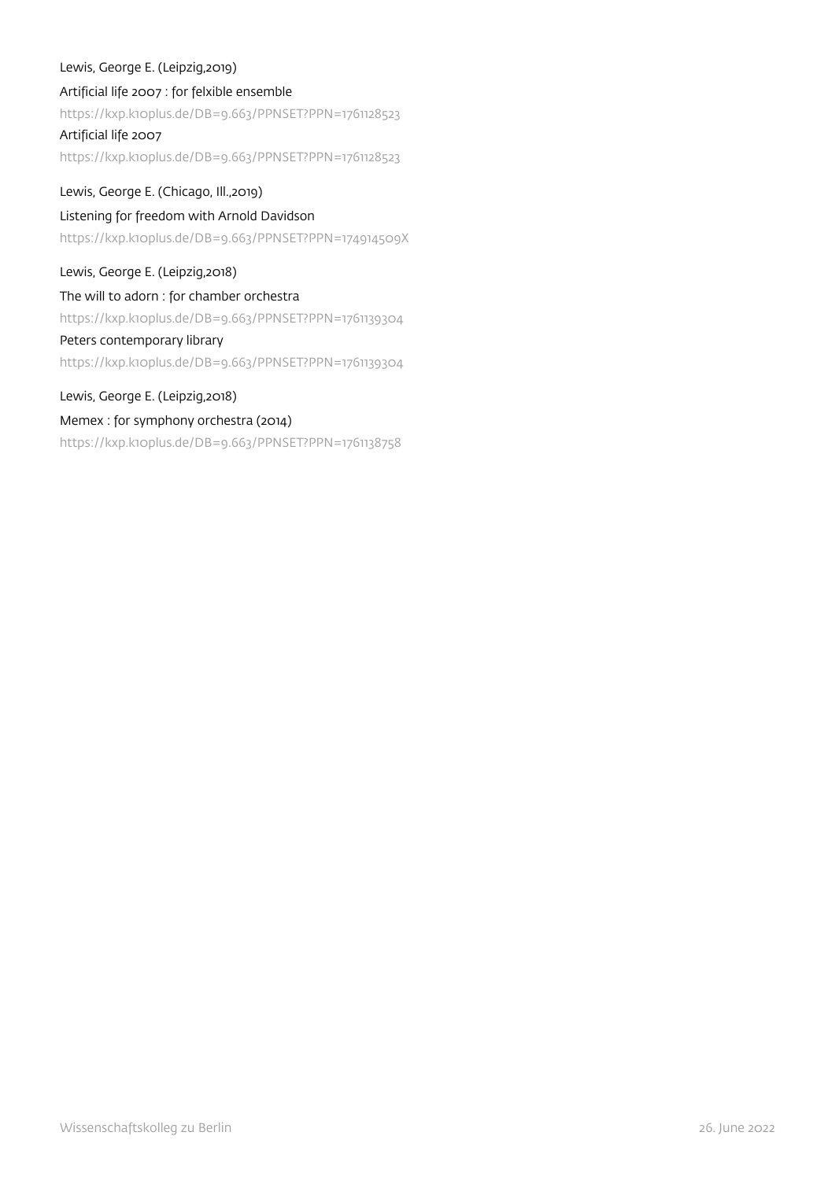Lewis, George E. (Leipzig,2019)

Artificial life 2007 : for felxible ensemble

https://kxp.k10plus.de/DB=9.663/PPNSET?PPN=1761128523

Artificial life 2007

https://kxp.k10plus.de/DB=9.663/PPNSET?PPN=1761128523

Lewis, George E. (Chicago, Ill.,2019)

Listening for freedom with Arnold Davidson

https://kxp.k10plus.de/DB=9.663/PPNSET?PPN=174914509X

Lewis, George E. (Leipzig,2018)

The will to adorn : for chamber orchestra

https://kxp.k10plus.de/DB=9.663/PPNSET?PPN=1761139304

Peters contemporary library

https://kxp.k10plus.de/DB=9.663/PPNSET?PPN=1761139304

Lewis, George E. (Leipzig,2018)

Memex : for symphony orchestra (2014)

https://kxp.k10plus.de/DB=9.663/PPNSET?PPN=1761138758